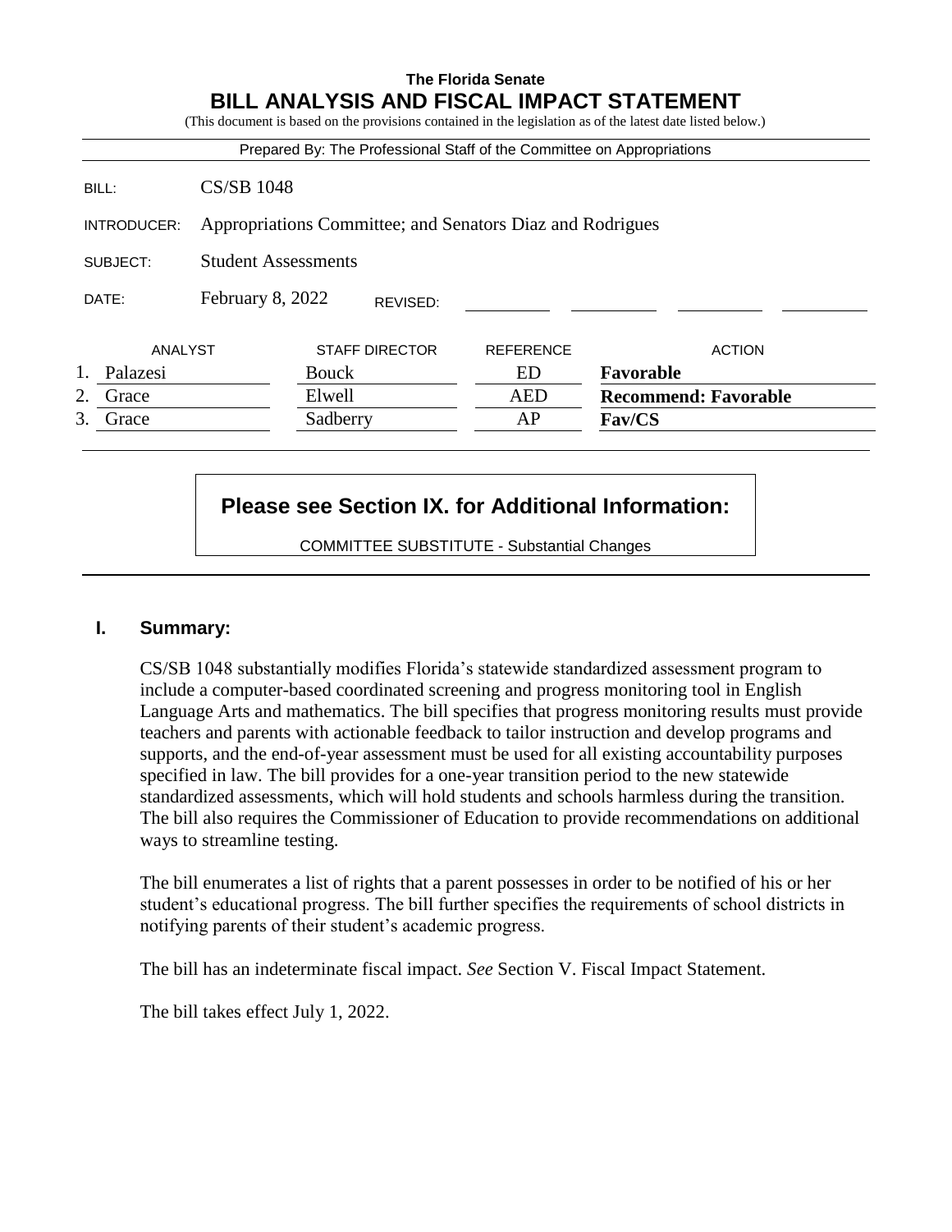**The Florida Senate**

# BILL ANALYSIS AND FISCAL IMPACT STATEMENT

(This document is based on the provisions contained in the legislation as of the latest date listed below.)

Prepared By: The Professional Staff of the Committee on Appropriations

| | |
|---|---|
| BILL: | CS/SB 1048 |
| INTRODUCER: | Appropriations Committee; and Senators Diaz and Rodrigues |
| SUBJECT: | Student Assessments |
| DATE: | February 8, 2022 REVISED: |

| | ANALYST | STAFF DIRECTOR | REFERENCE | ACTION |
|---|---|---|---|---|
| 1. | Palazesi | Bouck | ED | **Favorable** |
| 2. | Grace | Elwell | AED | **Recommend: Favorable** |
| 3. | Grace | Sadberry | AP | **Fav/CS** |

**Please see Section IX. for Additional Information:**

COMMITTEE SUBSTITUTE - Substantial Changes

## I. Summary:

CS/SB 1048 substantially modifies Florida's statewide standardized assessment program to include a computer-based coordinated screening and progress monitoring tool in English Language Arts and mathematics. The bill specifies that progress monitoring results must provide teachers and parents with actionable feedback to tailor instruction and develop programs and supports, and the end-of-year assessment must be used for all existing accountability purposes specified in law. The bill provides for a one-year transition period to the new statewide standardized assessments, which will hold students and schools harmless during the transition. The bill also requires the Commissioner of Education to provide recommendations on additional ways to streamline testing.

The bill enumerates a list of rights that a parent possesses in order to be notified of his or her student's educational progress. The bill further specifies the requirements of school districts in notifying parents of their student's academic progress.

The bill has an indeterminate fiscal impact. *See* Section V. Fiscal Impact Statement.

The bill takes effect July 1, 2022.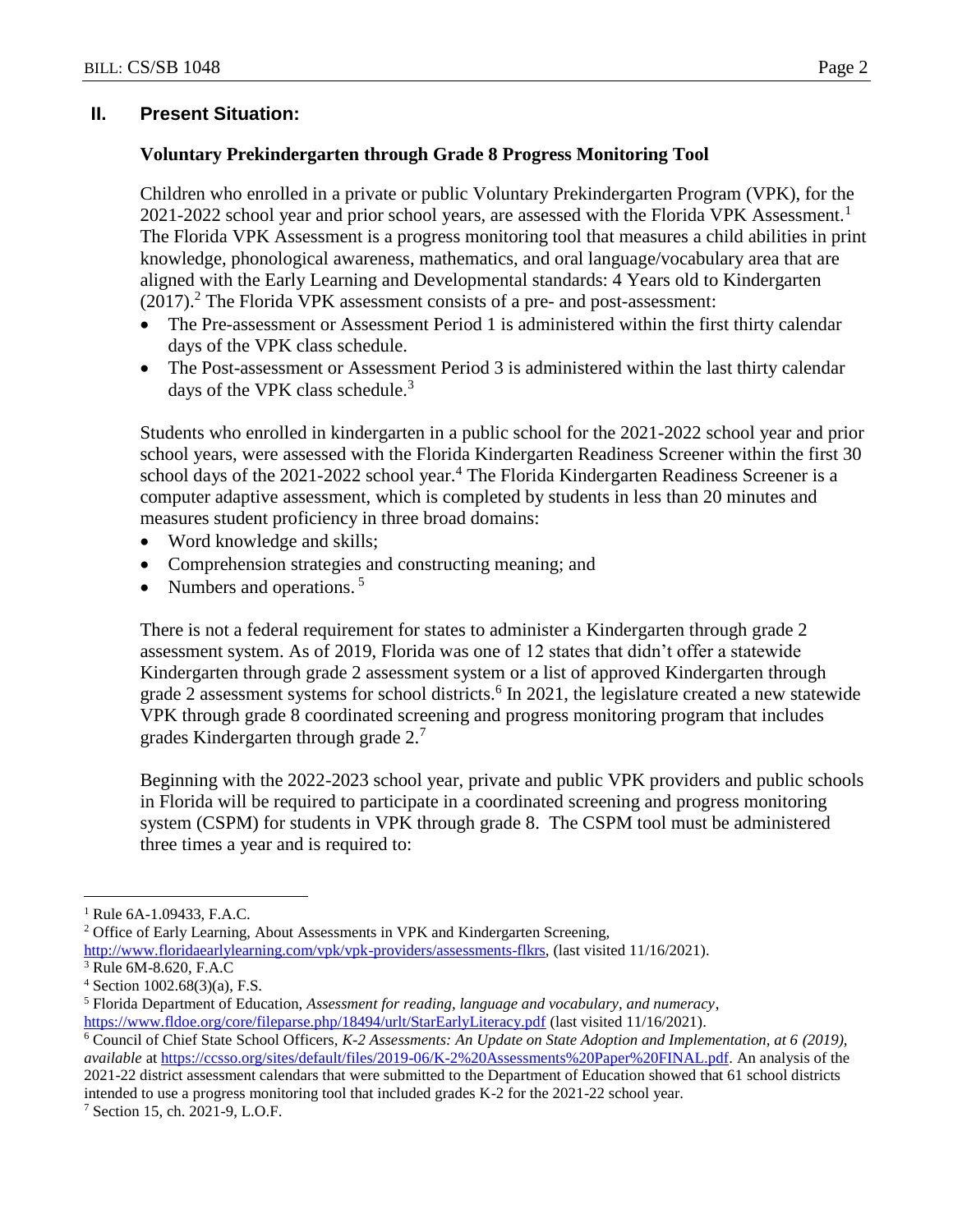## II. Present Situation:

### Voluntary Prekindergarten through Grade 8 Progress Monitoring Tool

Children who enrolled in a private or public Voluntary Prekindergarten Program (VPK), for the 2021-2022 school year and prior school years, are assessed with the Florida VPK Assessment.[1] The Florida VPK Assessment is a progress monitoring tool that measures a child abilities in print knowledge, phonological awareness, mathematics, and oral language/vocabulary area that are aligned with the Early Learning and Developmental standards: 4 Years old to Kindergarten (2017).[2] The Florida VPK assessment consists of a pre- and post-assessment:

- The Pre-assessment or Assessment Period 1 is administered within the first thirty calendar days of the VPK class schedule.
- The Post-assessment or Assessment Period 3 is administered within the last thirty calendar days of the VPK class schedule.[3]

Students who enrolled in kindergarten in a public school for the 2021-2022 school year and prior school years, were assessed with the Florida Kindergarten Readiness Screener within the first 30 school days of the 2021-2022 school year.[4] The Florida Kindergarten Readiness Screener is a computer adaptive assessment, which is completed by students in less than 20 minutes and measures student proficiency in three broad domains:

- Word knowledge and skills;
- Comprehension strategies and constructing meaning; and
- Numbers and operations. [5]

There is not a federal requirement for states to administer a Kindergarten through grade 2 assessment system. As of 2019, Florida was one of 12 states that didn't offer a statewide Kindergarten through grade 2 assessment system or a list of approved Kindergarten through grade 2 assessment systems for school districts.[6] In 2021, the legislature created a new statewide VPK through grade 8 coordinated screening and progress monitoring program that includes grades Kindergarten through grade 2.[7]

Beginning with the 2022-2023 school year, private and public VPK providers and public schools in Florida will be required to participate in a coordinated screening and progress monitoring system (CSPM) for students in VPK through grade 8. The CSPM tool must be administered three times a year and is required to:

---

[1] Rule 6A-1.09433, F.A.C.

[2] Office of Early Learning, About Assessments in VPK and Kindergarten Screening, http://www.floridaearlylearning.com/vpk/vpk-providers/assessments-flkrs, (last visited 11/16/2021).

[3] Rule 6M-8.620, F.A.C

[4] Section 1002.68(3)(a), F.S.

[5] Florida Department of Education, *Assessment for reading, language and vocabulary, and numeracy*, https://www.fldoe.org/core/fileparse.php/18494/urlt/StarEarlyLiteracy.pdf (last visited 11/16/2021).

[6] Council of Chief State School Officers, *K-2 Assessments: An Update on State Adoption and Implementation, at 6 (2019), available* at https://ccsso.org/sites/default/files/2019-06/K-2%20Assessments%20Paper%20FINAL.pdf. An analysis of the 2021-22 district assessment calendars that were submitted to the Department of Education showed that 61 school districts intended to use a progress monitoring tool that included grades K-2 for the 2021-22 school year.

[7] Section 15, ch. 2021-9, L.O.F.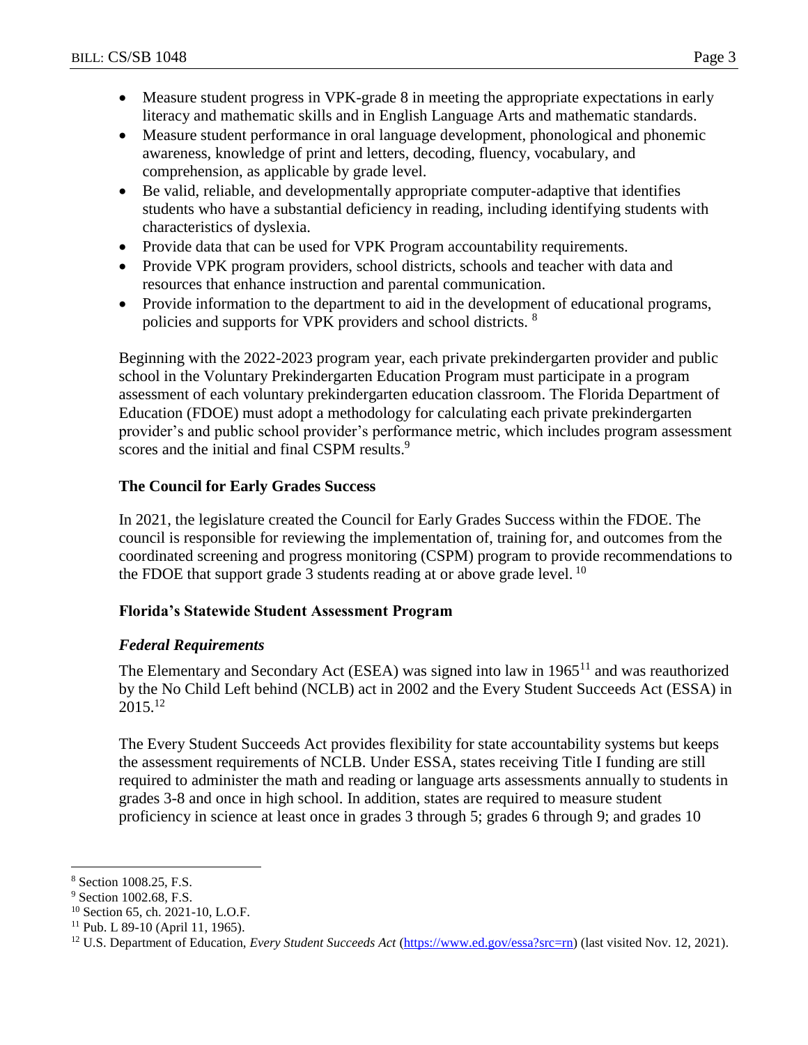- Measure student progress in VPK-grade 8 in meeting the appropriate expectations in early literacy and mathematic skills and in English Language Arts and mathematic standards.
- Measure student performance in oral language development, phonological and phonemic awareness, knowledge of print and letters, decoding, fluency, vocabulary, and comprehension, as applicable by grade level.
- Be valid, reliable, and developmentally appropriate computer-adaptive that identifies students who have a substantial deficiency in reading, including identifying students with characteristics of dyslexia.
- Provide data that can be used for VPK Program accountability requirements.
- Provide VPK program providers, school districts, schools and teacher with data and resources that enhance instruction and parental communication.
- Provide information to the department to aid in the development of educational programs, policies and supports for VPK providers and school districts. [8]

Beginning with the 2022-2023 program year, each private prekindergarten provider and public school in the Voluntary Prekindergarten Education Program must participate in a program assessment of each voluntary prekindergarten education classroom. The Florida Department of Education (FDOE) must adopt a methodology for calculating each private prekindergarten provider's and public school provider's performance metric, which includes program assessment scores and the initial and final CSPM results.[9]

**The Council for Early Grades Success**

In 2021, the legislature created the Council for Early Grades Success within the FDOE. The council is responsible for reviewing the implementation of, training for, and outcomes from the coordinated screening and progress monitoring (CSPM) program to provide recommendations to the FDOE that support grade 3 students reading at or above grade level. [10]

**Florida's Statewide Student Assessment Program**

***Federal Requirements***

The Elementary and Secondary Act (ESEA) was signed into law in 1965[11] and was reauthorized by the No Child Left behind (NCLB) act in 2002 and the Every Student Succeeds Act (ESSA) in 2015.[12]

The Every Student Succeeds Act provides flexibility for state accountability systems but keeps the assessment requirements of NCLB. Under ESSA, states receiving Title I funding are still required to administer the math and reading or language arts assessments annually to students in grades 3-8 and once in high school. In addition, states are required to measure student proficiency in science at least once in grades 3 through 5; grades 6 through 9; and grades 10

---

[8] Section 1008.25, F.S.

[9] Section 1002.68, F.S.

[10] Section 65, ch. 2021-10, L.O.F.

[11] Pub. L 89-10 (April 11, 1965).

[12] U.S. Department of Education, *Every Student Succeeds Act* (https://www.ed.gov/essa?src=rn) (last visited Nov. 12, 2021).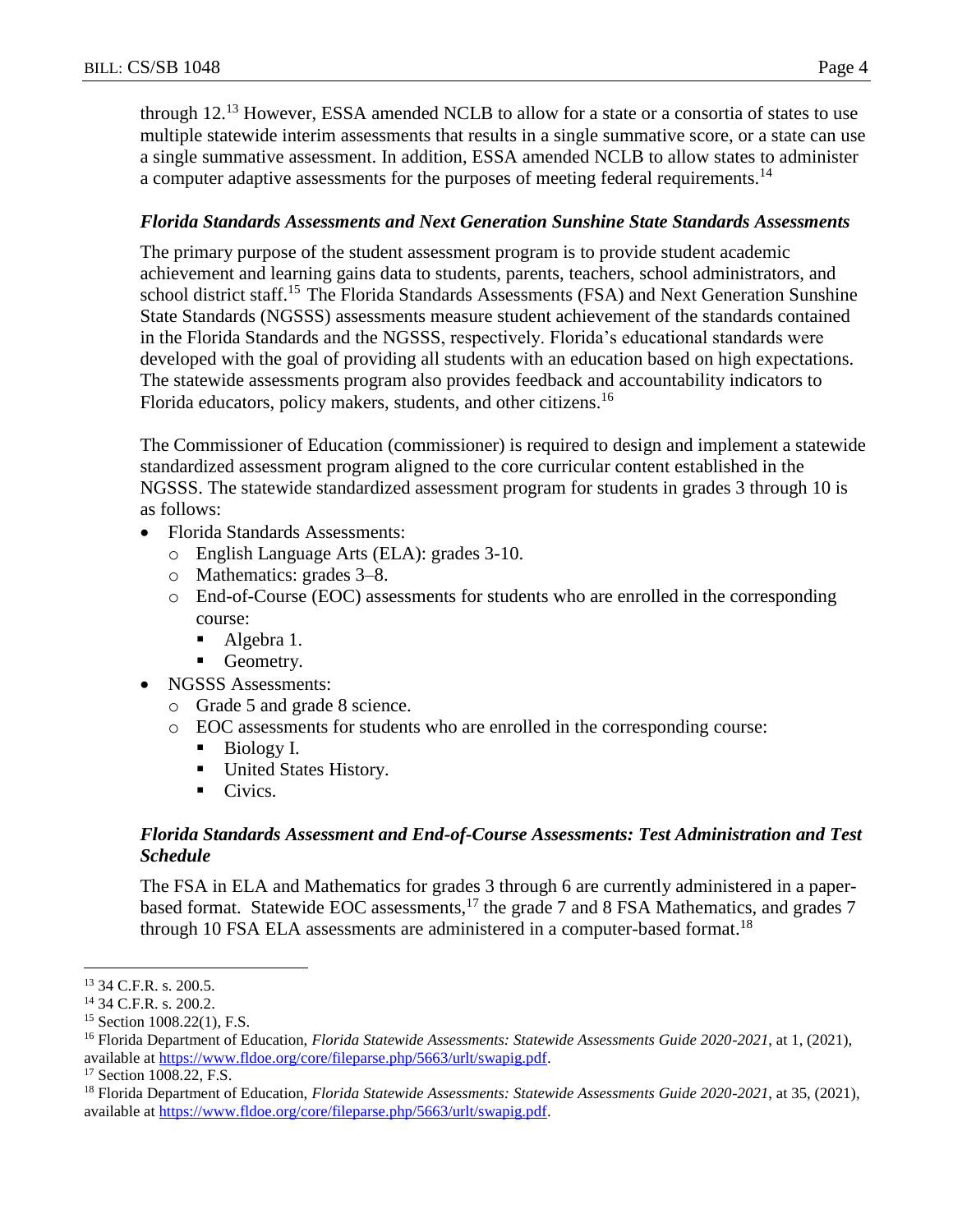through 12.[13] However, ESSA amended NCLB to allow for a state or a consortia of states to use multiple statewide interim assessments that results in a single summative score, or a state can use a single summative assessment. In addition, ESSA amended NCLB to allow states to administer a computer adaptive assessments for the purposes of meeting federal requirements.[14]

***Florida Standards Assessments and Next Generation Sunshine State Standards Assessments***

The primary purpose of the student assessment program is to provide student academic achievement and learning gains data to students, parents, teachers, school administrators, and school district staff.[15] The Florida Standards Assessments (FSA) and Next Generation Sunshine State Standards (NGSSS) assessments measure student achievement of the standards contained in the Florida Standards and the NGSSS, respectively. Florida's educational standards were developed with the goal of providing all students with an education based on high expectations. The statewide assessments program also provides feedback and accountability indicators to Florida educators, policy makers, students, and other citizens.[16]

The Commissioner of Education (commissioner) is required to design and implement a statewide standardized assessment program aligned to the core curricular content established in the NGSSS. The statewide standardized assessment program for students in grades 3 through 10 is as follows:

- Florida Standards Assessments:
  - English Language Arts (ELA): grades 3-10.
  - Mathematics: grades 3–8.
  - End-of-Course (EOC) assessments for students who are enrolled in the corresponding course:
    - Algebra 1.
    - Geometry.
- NGSSS Assessments:
  - Grade 5 and grade 8 science.
  - EOC assessments for students who are enrolled in the corresponding course:
    - Biology I.
    - United States History.
    - Civics.

***Florida Standards Assessment and End-of-Course Assessments: Test Administration and Test Schedule***

The FSA in ELA and Mathematics for grades 3 through 6 are currently administered in a paper-based format. Statewide EOC assessments,[17] the grade 7 and 8 FSA Mathematics, and grades 7 through 10 FSA ELA assessments are administered in a computer-based format.[18]

---

[13] 34 C.F.R. s. 200.5.

[14] 34 C.F.R. s. 200.2.

[15] Section 1008.22(1), F.S.

[16] Florida Department of Education, *Florida Statewide Assessments: Statewide Assessments Guide 2020-2021*, at 1, (2021), available at https://www.fldoe.org/core/fileparse.php/5663/urlt/swapig.pdf.

[17] Section 1008.22, F.S.

[18] Florida Department of Education, *Florida Statewide Assessments: Statewide Assessments Guide 2020-2021*, at 35, (2021), available at https://www.fldoe.org/core/fileparse.php/5663/urlt/swapig.pdf.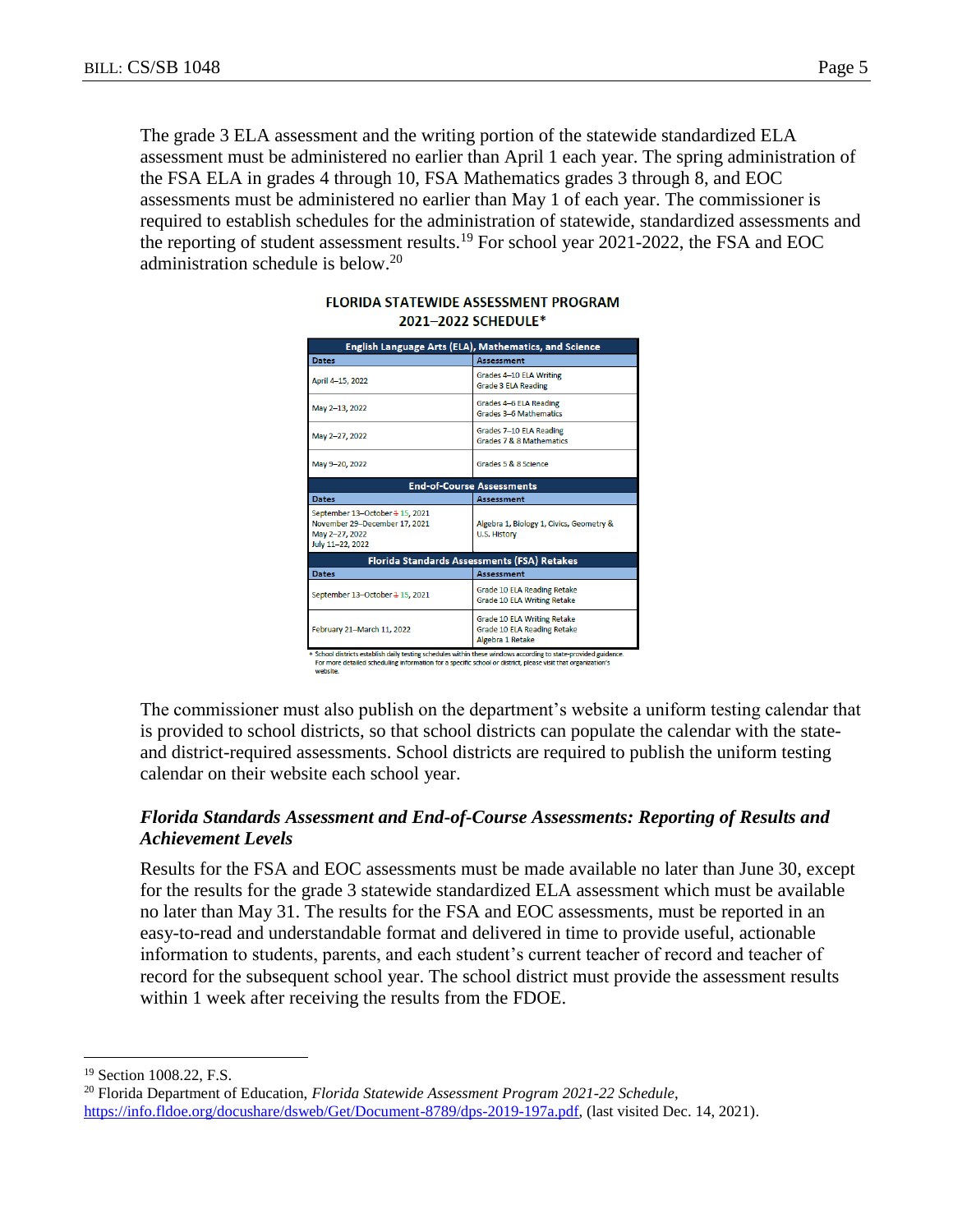The grade 3 ELA assessment and the writing portion of the statewide standardized ELA assessment must be administered no earlier than April 1 each year. The spring administration of the FSA ELA in grades 4 through 10, FSA Mathematics grades 3 through 8, and EOC assessments must be administered no earlier than May 1 of each year. The commissioner is required to establish schedules for the administration of statewide, standardized assessments and the reporting of student assessment results.[19] For school year 2021-2022, the FSA and EOC administration schedule is below.[20]

**FLORIDA STATEWIDE ASSESSMENT PROGRAM**
**2021–2022 SCHEDULE***

| English Language Arts (ELA), Mathematics, and Science | |
|---|---|
| **Dates** | **Assessment** |
| April 4–15, 2022 | Grades 4–10 ELA Writing<br>Grade 3 ELA Reading |
| May 2–13, 2022 | Grades 4–6 ELA Reading<br>Grades 3–6 Mathematics |
| May 2–27, 2022 | Grades 7–10 ELA Reading<br>Grades 7 & 8 Mathematics |
| May 9–20, 2022 | Grades 5 & 8 Science |
| **End-of-Course Assessments** | |
| **Dates** | **Assessment** |
| September 13–October ~~1~~ 15, 2021<br>November 29–December 17, 2021<br>May 2–27, 2022<br>July 11–22, 2022 | Algebra 1, Biology 1, Civics, Geometry & U.S. History |
| **Florida Standards Assessments (FSA) Retakes** | |
| **Dates** | **Assessment** |
| September 13–October ~~1~~ 15, 2021 | Grade 10 ELA Reading Retake<br>Grade 10 ELA Writing Retake |
| February 21–March 11, 2022 | Grade 10 ELA Writing Retake<br>Grade 10 ELA Reading Retake<br>Algebra 1 Retake |

\* School districts establish daily testing schedules within these windows according to state-provided guidance. For more detailed scheduling information for a specific school or district, please visit that organization's website.

The commissioner must also publish on the department's website a uniform testing calendar that is provided to school districts, so that school districts can populate the calendar with the state- and district-required assessments. School districts are required to publish the uniform testing calendar on their website each school year.

### *Florida Standards Assessment and End-of-Course Assessments: Reporting of Results and Achievement Levels*

Results for the FSA and EOC assessments must be made available no later than June 30, except for the results for the grade 3 statewide standardized ELA assessment which must be available no later than May 31. The results for the FSA and EOC assessments, must be reported in an easy-to-read and understandable format and delivered in time to provide useful, actionable information to students, parents, and each student's current teacher of record and teacher of record for the subsequent school year. The school district must provide the assessment results within 1 week after receiving the results from the FDOE.

---

[19] Section 1008.22, F.S.

[20] Florida Department of Education, *Florida Statewide Assessment Program 2021-22 Schedule*, https://info.fldoe.org/docushare/dsweb/Get/Document-8789/dps-2019-197a.pdf, (last visited Dec. 14, 2021).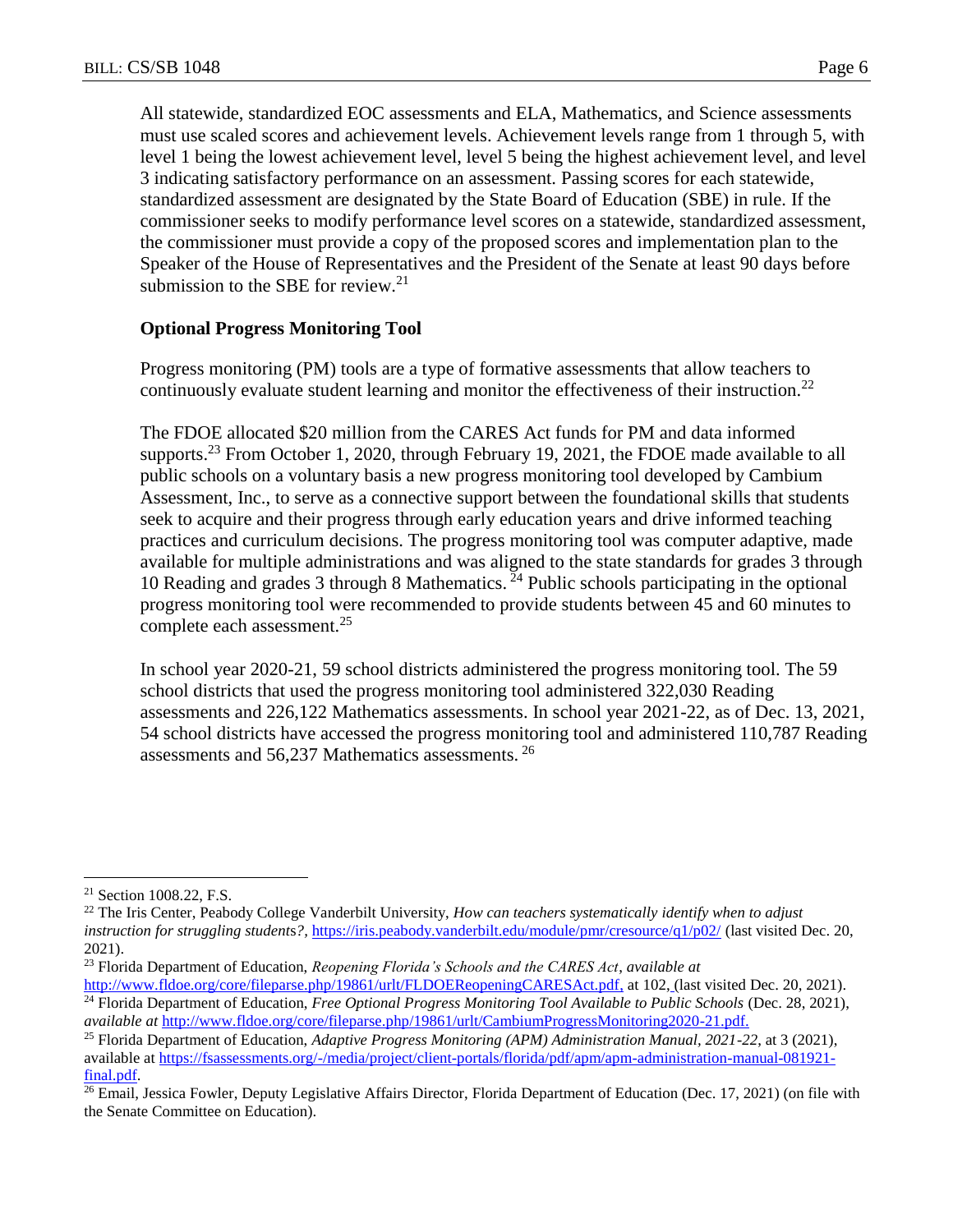All statewide, standardized EOC assessments and ELA, Mathematics, and Science assessments must use scaled scores and achievement levels. Achievement levels range from 1 through 5, with level 1 being the lowest achievement level, level 5 being the highest achievement level, and level 3 indicating satisfactory performance on an assessment. Passing scores for each statewide, standardized assessment are designated by the State Board of Education (SBE) in rule. If the commissioner seeks to modify performance level scores on a statewide, standardized assessment, the commissioner must provide a copy of the proposed scores and implementation plan to the Speaker of the House of Representatives and the President of the Senate at least 90 days before submission to the SBE for review.[21]

**Optional Progress Monitoring Tool**

Progress monitoring (PM) tools are a type of formative assessments that allow teachers to continuously evaluate student learning and monitor the effectiveness of their instruction.[22]

The FDOE allocated $20 million from the CARES Act funds for PM and data informed supports.[23] From October 1, 2020, through February 19, 2021, the FDOE made available to all public schools on a voluntary basis a new progress monitoring tool developed by Cambium Assessment, Inc., to serve as a connective support between the foundational skills that students seek to acquire and their progress through early education years and drive informed teaching practices and curriculum decisions. The progress monitoring tool was computer adaptive, made available for multiple administrations and was aligned to the state standards for grades 3 through 10 Reading and grades 3 through 8 Mathematics.[24] Public schools participating in the optional progress monitoring tool were recommended to provide students between 45 and 60 minutes to complete each assessment.[25]

In school year 2020-21, 59 school districts administered the progress monitoring tool. The 59 school districts that used the progress monitoring tool administered 322,030 Reading assessments and 226,122 Mathematics assessments. In school year 2021-22, as of Dec. 13, 2021, 54 school districts have accessed the progress monitoring tool and administered 110,787 Reading assessments and 56,237 Mathematics assessments.[26]

---

[21] Section 1008.22, F.S.

[22] The Iris Center, Peabody College Vanderbilt University, *How can teachers systematically identify when to adjust instruction for struggling students?*, https://iris.peabody.vanderbilt.edu/module/pmr/cresource/q1/p02/ (last visited Dec. 20, 2021).

[23] Florida Department of Education, *Reopening Florida's Schools and the CARES Act*, *available at* http://www.fldoe.org/core/fileparse.php/19861/urlt/FLDOEReopeningCARESAct.pdf, at 102, (last visited Dec. 20, 2021).

[24] Florida Department of Education, *Free Optional Progress Monitoring Tool Available to Public Schools* (Dec. 28, 2021), *available at* http://www.fldoe.org/core/fileparse.php/19861/urlt/CambiumProgressMonitoring2020-21.pdf.

[25] Florida Department of Education, *Adaptive Progress Monitoring (APM) Administration Manual, 2021-22*, at 3 (2021), available at https://fsassessments.org/-/media/project/client-portals/florida/pdf/apm/apm-administration-manual-081921-final.pdf.

[26] Email, Jessica Fowler, Deputy Legislative Affairs Director, Florida Department of Education (Dec. 17, 2021) (on file with the Senate Committee on Education).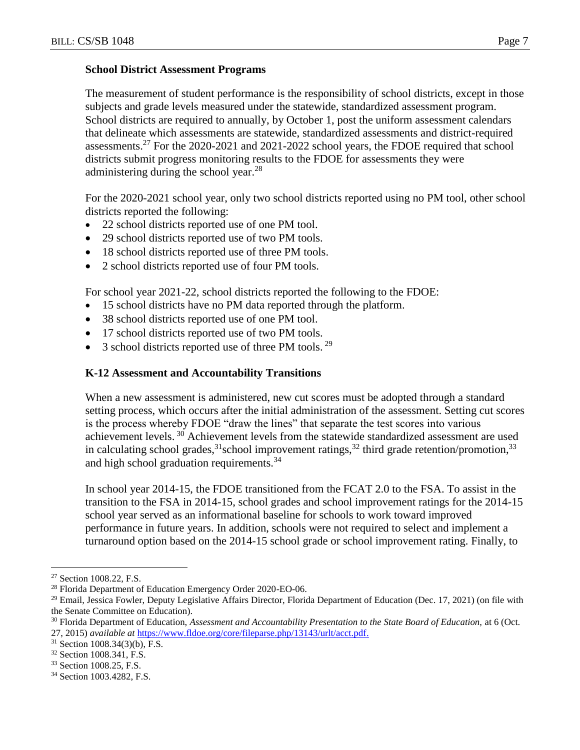### School District Assessment Programs

The measurement of student performance is the responsibility of school districts, except in those subjects and grade levels measured under the statewide, standardized assessment program. School districts are required to annually, by October 1, post the uniform assessment calendars that delineate which assessments are statewide, standardized assessments and district-required assessments.[27] For the 2020-2021 and 2021-2022 school years, the FDOE required that school districts submit progress monitoring results to the FDOE for assessments they were administering during the school year.[28]

For the 2020-2021 school year, only two school districts reported using no PM tool, other school districts reported the following:

- 22 school districts reported use of one PM tool.
- 29 school districts reported use of two PM tools.
- 18 school districts reported use of three PM tools.
- 2 school districts reported use of four PM tools.

For school year 2021-22, school districts reported the following to the FDOE:

- 15 school districts have no PM data reported through the platform.
- 38 school districts reported use of one PM tool.
- 17 school districts reported use of two PM tools.
- 3 school districts reported use of three PM tools. [29]

### K-12 Assessment and Accountability Transitions

When a new assessment is administered, new cut scores must be adopted through a standard setting process, which occurs after the initial administration of the assessment. Setting cut scores is the process whereby FDOE "draw the lines" that separate the test scores into various achievement levels. [30] Achievement levels from the statewide standardized assessment are used in calculating school grades,[31] school improvement ratings,[32] third grade retention/promotion,[33] and high school graduation requirements.[34]

In school year 2014-15, the FDOE transitioned from the FCAT 2.0 to the FSA. To assist in the transition to the FSA in 2014-15, school grades and school improvement ratings for the 2014-15 school year served as an informational baseline for schools to work toward improved performance in future years. In addition, schools were not required to select and implement a turnaround option based on the 2014-15 school grade or school improvement rating. Finally, to

---

[27] Section 1008.22, F.S.

[28] Florida Department of Education Emergency Order 2020-EO-06.

[29] Email, Jessica Fowler, Deputy Legislative Affairs Director, Florida Department of Education (Dec. 17, 2021) (on file with the Senate Committee on Education).

[30] Florida Department of Education, *Assessment and Accountability Presentation to the State Board of Education,* at 6 (Oct. 27, 2015) *available at* https://www.fldoe.org/core/fileparse.php/13143/urlt/acct.pdf.

[31] Section 1008.34(3)(b), F.S.

[32] Section 1008.341, F.S.

[33] Section 1008.25, F.S.

[34] Section 1003.4282, F.S.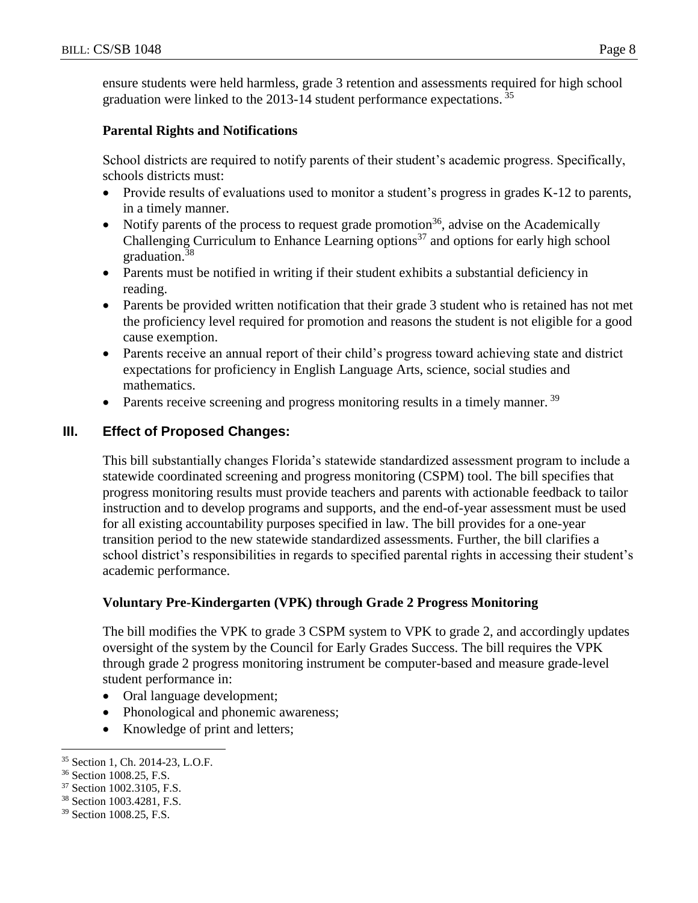ensure students were held harmless, grade 3 retention and assessments required for high school graduation were linked to the 2013-14 student performance expectations. [35]

**Parental Rights and Notifications**

School districts are required to notify parents of their student's academic progress. Specifically, schools districts must:

- Provide results of evaluations used to monitor a student's progress in grades K-12 to parents, in a timely manner.
- Notify parents of the process to request grade promotion[36], advise on the Academically Challenging Curriculum to Enhance Learning options[37] and options for early high school graduation.[38]
- Parents must be notified in writing if their student exhibits a substantial deficiency in reading.
- Parents be provided written notification that their grade 3 student who is retained has not met the proficiency level required for promotion and reasons the student is not eligible for a good cause exemption.
- Parents receive an annual report of their child's progress toward achieving state and district expectations for proficiency in English Language Arts, science, social studies and mathematics.
- Parents receive screening and progress monitoring results in a timely manner. [39]

## III. Effect of Proposed Changes:

This bill substantially changes Florida's statewide standardized assessment program to include a statewide coordinated screening and progress monitoring (CSPM) tool. The bill specifies that progress monitoring results must provide teachers and parents with actionable feedback to tailor instruction and to develop programs and supports, and the end-of-year assessment must be used for all existing accountability purposes specified in law. The bill provides for a one-year transition period to the new statewide standardized assessments. Further, the bill clarifies a school district's responsibilities in regards to specified parental rights in accessing their student's academic performance.

**Voluntary Pre-Kindergarten (VPK) through Grade 2 Progress Monitoring**

The bill modifies the VPK to grade 3 CSPM system to VPK to grade 2, and accordingly updates oversight of the system by the Council for Early Grades Success. The bill requires the VPK through grade 2 progress monitoring instrument be computer-based and measure grade-level student performance in:

- Oral language development;
- Phonological and phonemic awareness;
- Knowledge of print and letters;

---

[35] Section 1, Ch. 2014-23, L.O.F.

[36] Section 1008.25, F.S.

[37] Section 1002.3105, F.S.

[38] Section 1003.4281, F.S.

[39] Section 1008.25, F.S.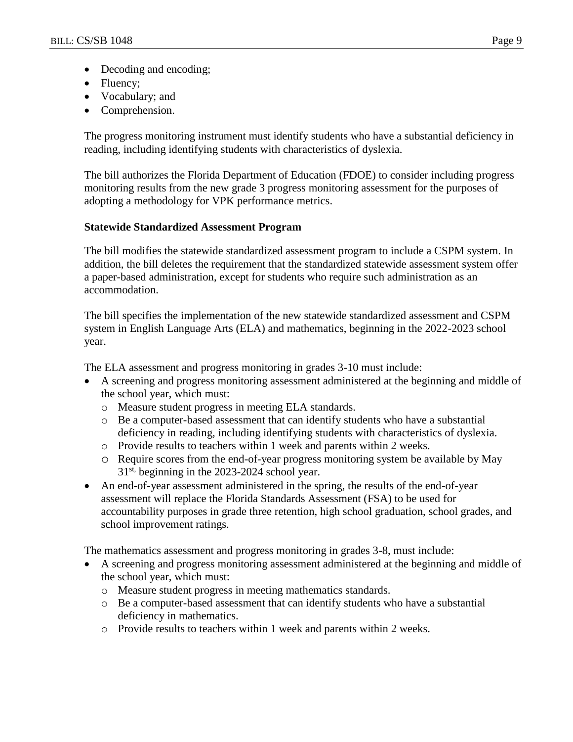- Decoding and encoding;
- Fluency;
- Vocabulary; and
- Comprehension.

The progress monitoring instrument must identify students who have a substantial deficiency in reading, including identifying students with characteristics of dyslexia.

The bill authorizes the Florida Department of Education (FDOE) to consider including progress monitoring results from the new grade 3 progress monitoring assessment for the purposes of adopting a methodology for VPK performance metrics.

**Statewide Standardized Assessment Program**

The bill modifies the statewide standardized assessment program to include a CSPM system. In addition, the bill deletes the requirement that the standardized statewide assessment system offer a paper-based administration, except for students who require such administration as an accommodation.

The bill specifies the implementation of the new statewide standardized assessment and CSPM system in English Language Arts (ELA) and mathematics, beginning in the 2022-2023 school year.

The ELA assessment and progress monitoring in grades 3-10 must include:

- A screening and progress monitoring assessment administered at the beginning and middle of the school year, which must:
  - Measure student progress in meeting ELA standards.
  - Be a computer-based assessment that can identify students who have a substantial deficiency in reading, including identifying students with characteristics of dyslexia.
  - Provide results to teachers within 1 week and parents within 2 weeks.
  - Require scores from the end-of-year progress monitoring system be available by May 31st, beginning in the 2023-2024 school year.
- An end-of-year assessment administered in the spring, the results of the end-of-year assessment will replace the Florida Standards Assessment (FSA) to be used for accountability purposes in grade three retention, high school graduation, school grades, and school improvement ratings.

The mathematics assessment and progress monitoring in grades 3-8, must include:

- A screening and progress monitoring assessment administered at the beginning and middle of the school year, which must:
  - Measure student progress in meeting mathematics standards.
  - Be a computer-based assessment that can identify students who have a substantial deficiency in mathematics.
  - Provide results to teachers within 1 week and parents within 2 weeks.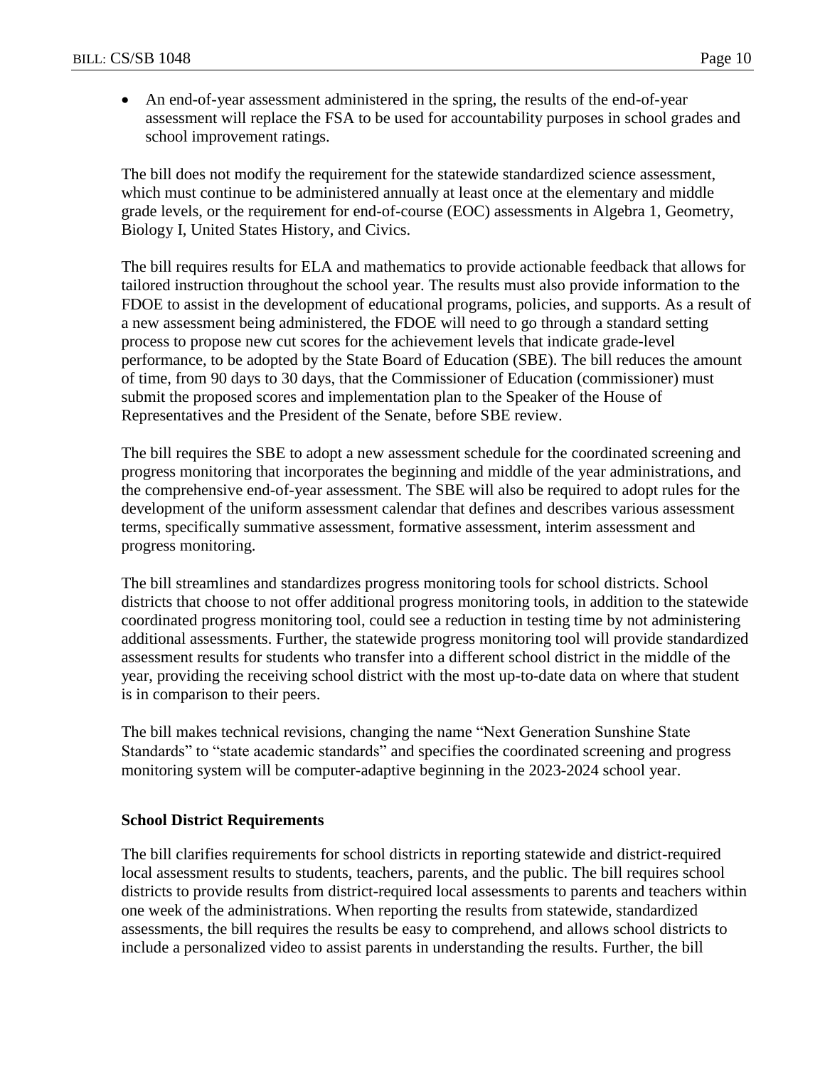- An end-of-year assessment administered in the spring, the results of the end-of-year assessment will replace the FSA to be used for accountability purposes in school grades and school improvement ratings.

The bill does not modify the requirement for the statewide standardized science assessment, which must continue to be administered annually at least once at the elementary and middle grade levels, or the requirement for end-of-course (EOC) assessments in Algebra 1, Geometry, Biology I, United States History, and Civics.

The bill requires results for ELA and mathematics to provide actionable feedback that allows for tailored instruction throughout the school year. The results must also provide information to the FDOE to assist in the development of educational programs, policies, and supports. As a result of a new assessment being administered, the FDOE will need to go through a standard setting process to propose new cut scores for the achievement levels that indicate grade-level performance, to be adopted by the State Board of Education (SBE). The bill reduces the amount of time, from 90 days to 30 days, that the Commissioner of Education (commissioner) must submit the proposed scores and implementation plan to the Speaker of the House of Representatives and the President of the Senate, before SBE review.

The bill requires the SBE to adopt a new assessment schedule for the coordinated screening and progress monitoring that incorporates the beginning and middle of the year administrations, and the comprehensive end-of-year assessment. The SBE will also be required to adopt rules for the development of the uniform assessment calendar that defines and describes various assessment terms, specifically summative assessment, formative assessment, interim assessment and progress monitoring.

The bill streamlines and standardizes progress monitoring tools for school districts. School districts that choose to not offer additional progress monitoring tools, in addition to the statewide coordinated progress monitoring tool, could see a reduction in testing time by not administering additional assessments. Further, the statewide progress monitoring tool will provide standardized assessment results for students who transfer into a different school district in the middle of the year, providing the receiving school district with the most up-to-date data on where that student is in comparison to their peers.

The bill makes technical revisions, changing the name "Next Generation Sunshine State Standards" to "state academic standards" and specifies the coordinated screening and progress monitoring system will be computer-adaptive beginning in the 2023-2024 school year.

**School District Requirements**

The bill clarifies requirements for school districts in reporting statewide and district-required local assessment results to students, teachers, parents, and the public. The bill requires school districts to provide results from district-required local assessments to parents and teachers within one week of the administrations. When reporting the results from statewide, standardized assessments, the bill requires the results be easy to comprehend, and allows school districts to include a personalized video to assist parents in understanding the results. Further, the bill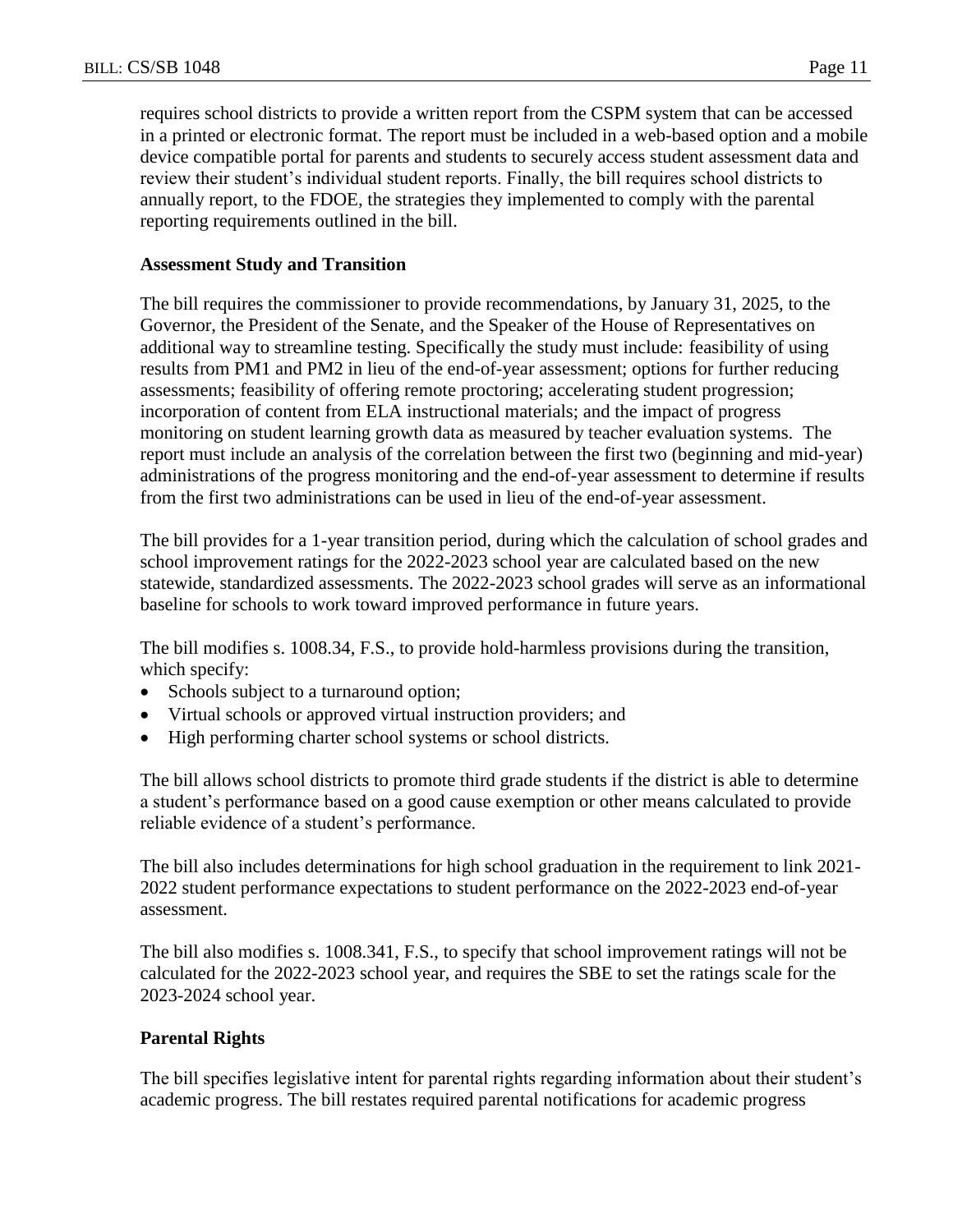requires school districts to provide a written report from the CSPM system that can be accessed in a printed or electronic format. The report must be included in a web-based option and a mobile device compatible portal for parents and students to securely access student assessment data and review their student's individual student reports. Finally, the bill requires school districts to annually report, to the FDOE, the strategies they implemented to comply with the parental reporting requirements outlined in the bill.

**Assessment Study and Transition**

The bill requires the commissioner to provide recommendations, by January 31, 2025, to the Governor, the President of the Senate, and the Speaker of the House of Representatives on additional way to streamline testing. Specifically the study must include: feasibility of using results from PM1 and PM2 in lieu of the end-of-year assessment; options for further reducing assessments; feasibility of offering remote proctoring; accelerating student progression; incorporation of content from ELA instructional materials; and the impact of progress monitoring on student learning growth data as measured by teacher evaluation systems. The report must include an analysis of the correlation between the first two (beginning and mid-year) administrations of the progress monitoring and the end-of-year assessment to determine if results from the first two administrations can be used in lieu of the end-of-year assessment.

The bill provides for a 1-year transition period, during which the calculation of school grades and school improvement ratings for the 2022-2023 school year are calculated based on the new statewide, standardized assessments. The 2022-2023 school grades will serve as an informational baseline for schools to work toward improved performance in future years.

The bill modifies s. 1008.34, F.S., to provide hold-harmless provisions during the transition, which specify:

- Schools subject to a turnaround option;
- Virtual schools or approved virtual instruction providers; and
- High performing charter school systems or school districts.

The bill allows school districts to promote third grade students if the district is able to determine a student's performance based on a good cause exemption or other means calculated to provide reliable evidence of a student's performance.

The bill also includes determinations for high school graduation in the requirement to link 2021-2022 student performance expectations to student performance on the 2022-2023 end-of-year assessment.

The bill also modifies s. 1008.341, F.S., to specify that school improvement ratings will not be calculated for the 2022-2023 school year, and requires the SBE to set the ratings scale for the 2023-2024 school year.

**Parental Rights**

The bill specifies legislative intent for parental rights regarding information about their student's academic progress. The bill restates required parental notifications for academic progress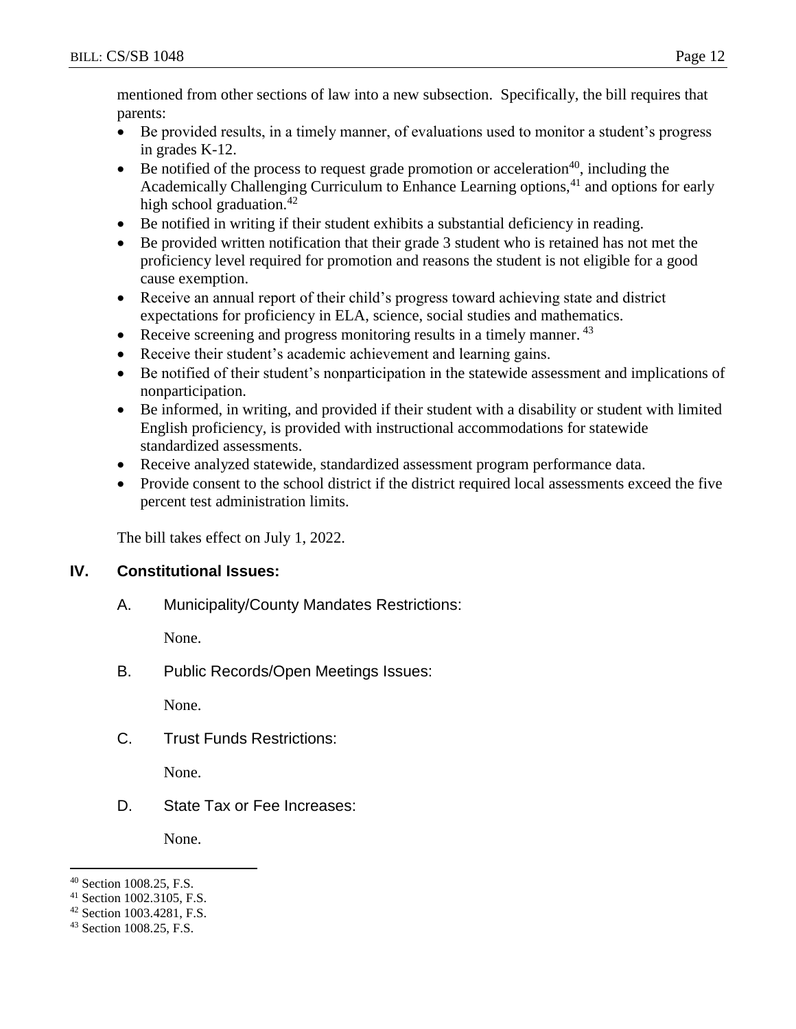mentioned from other sections of law into a new subsection. Specifically, the bill requires that parents:

- Be provided results, in a timely manner, of evaluations used to monitor a student's progress in grades K-12.
- Be notified of the process to request grade promotion or acceleration[40], including the Academically Challenging Curriculum to Enhance Learning options,[41] and options for early high school graduation.[42]
- Be notified in writing if their student exhibits a substantial deficiency in reading.
- Be provided written notification that their grade 3 student who is retained has not met the proficiency level required for promotion and reasons the student is not eligible for a good cause exemption.
- Receive an annual report of their child's progress toward achieving state and district expectations for proficiency in ELA, science, social studies and mathematics.
- Receive screening and progress monitoring results in a timely manner. [43]
- Receive their student's academic achievement and learning gains.
- Be notified of their student's nonparticipation in the statewide assessment and implications of nonparticipation.
- Be informed, in writing, and provided if their student with a disability or student with limited English proficiency, is provided with instructional accommodations for statewide standardized assessments.
- Receive analyzed statewide, standardized assessment program performance data.
- Provide consent to the school district if the district required local assessments exceed the five percent test administration limits.

The bill takes effect on July 1, 2022.

## IV. Constitutional Issues:

### A. Municipality/County Mandates Restrictions:

None.

### B. Public Records/Open Meetings Issues:

None.

### C. Trust Funds Restrictions:

None.

### D. State Tax or Fee Increases:

None.

---

[40] Section 1008.25, F.S.
[41] Section 1002.3105, F.S.
[42] Section 1003.4281, F.S.
[43] Section 1008.25, F.S.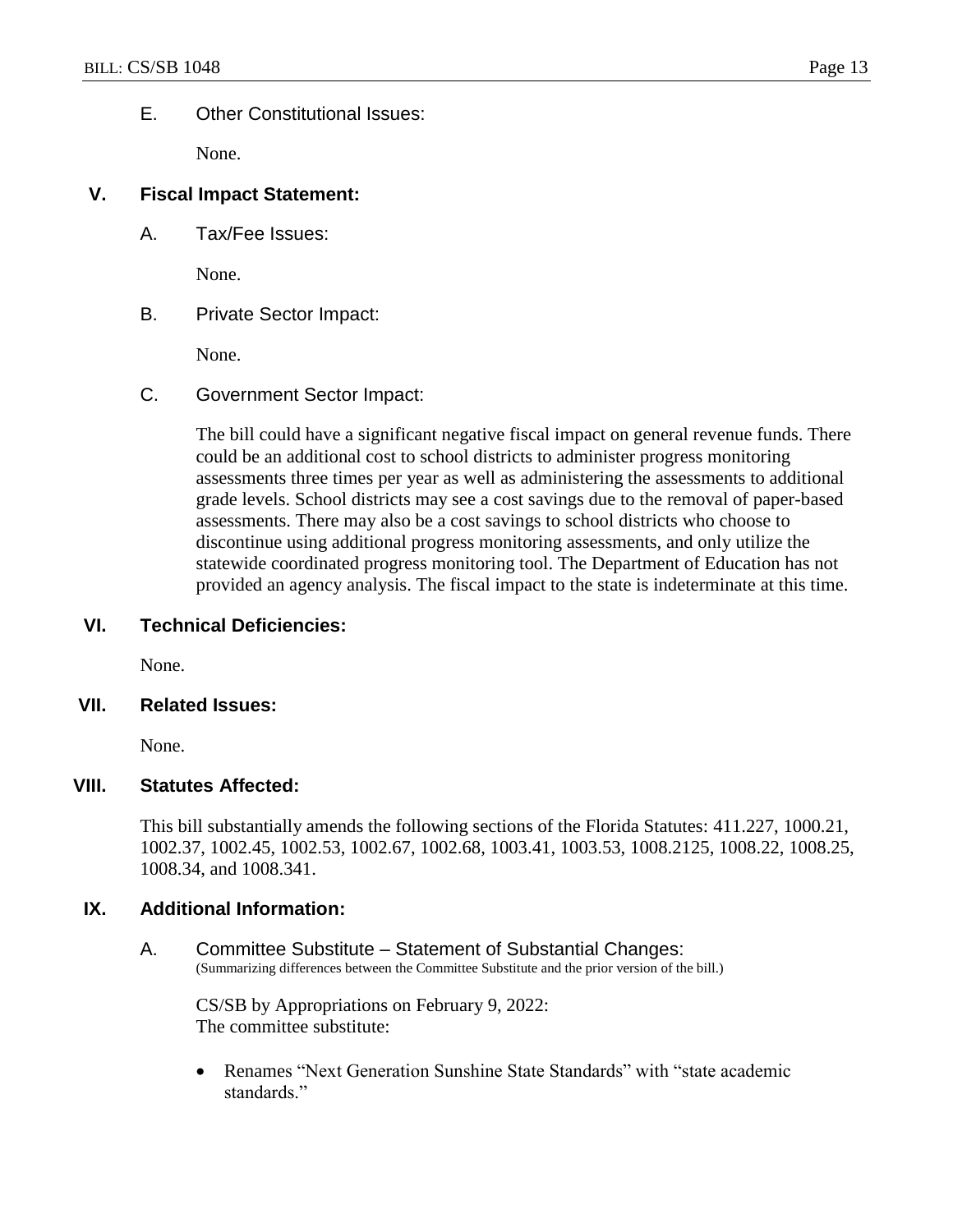E. Other Constitutional Issues:

None.

## V. Fiscal Impact Statement:

A. Tax/Fee Issues:

None.

B. Private Sector Impact:

None.

C. Government Sector Impact:

The bill could have a significant negative fiscal impact on general revenue funds. There could be an additional cost to school districts to administer progress monitoring assessments three times per year as well as administering the assessments to additional grade levels. School districts may see a cost savings due to the removal of paper-based assessments. There may also be a cost savings to school districts who choose to discontinue using additional progress monitoring assessments, and only utilize the statewide coordinated progress monitoring tool. The Department of Education has not provided an agency analysis. The fiscal impact to the state is indeterminate at this time.

## VI. Technical Deficiencies:

None.

## VII. Related Issues:

None.

## VIII. Statutes Affected:

This bill substantially amends the following sections of the Florida Statutes: 411.227, 1000.21, 1002.37, 1002.45, 1002.53, 1002.67, 1002.68, 1003.41, 1003.53, 1008.2125, 1008.22, 1008.25, 1008.34, and 1008.341.

## IX. Additional Information:

A. Committee Substitute – Statement of Substantial Changes:
(Summarizing differences between the Committee Substitute and the prior version of the bill.)

CS/SB by Appropriations on February 9, 2022:
The committee substitute:

- Renames "Next Generation Sunshine State Standards" with "state academic standards."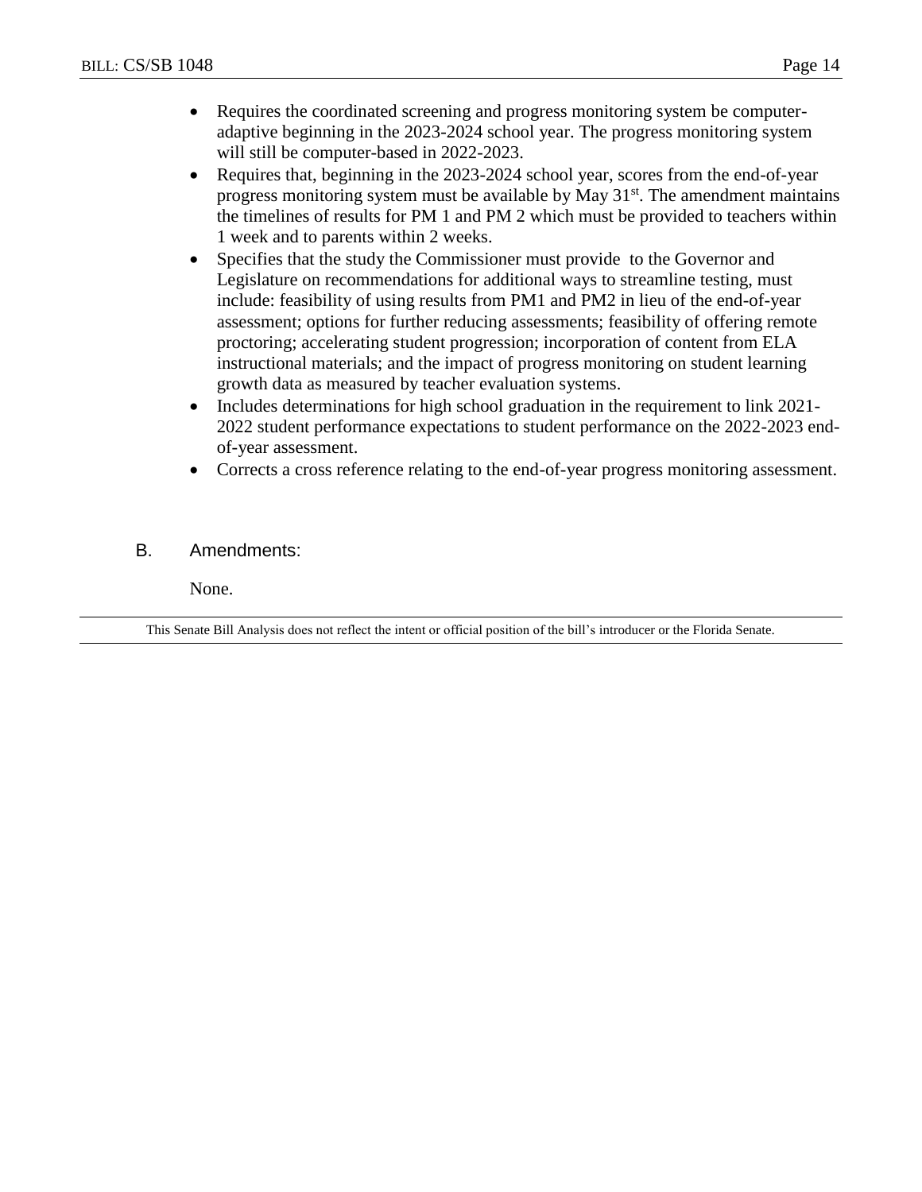- Requires the coordinated screening and progress monitoring system be computer-adaptive beginning in the 2023-2024 school year. The progress monitoring system will still be computer-based in 2022-2023.
- Requires that, beginning in the 2023-2024 school year, scores from the end-of-year progress monitoring system must be available by May 31st. The amendment maintains the timelines of results for PM 1 and PM 2 which must be provided to teachers within 1 week and to parents within 2 weeks.
- Specifies that the study the Commissioner must provide to the Governor and Legislature on recommendations for additional ways to streamline testing, must include: feasibility of using results from PM1 and PM2 in lieu of the end-of-year assessment; options for further reducing assessments; feasibility of offering remote proctoring; accelerating student progression; incorporation of content from ELA instructional materials; and the impact of progress monitoring on student learning growth data as measured by teacher evaluation systems.
- Includes determinations for high school graduation in the requirement to link 2021-2022 student performance expectations to student performance on the 2022-2023 end-of-year assessment.
- Corrects a cross reference relating to the end-of-year progress monitoring assessment.

B. Amendments:

None.

This Senate Bill Analysis does not reflect the intent or official position of the bill's introducer or the Florida Senate.